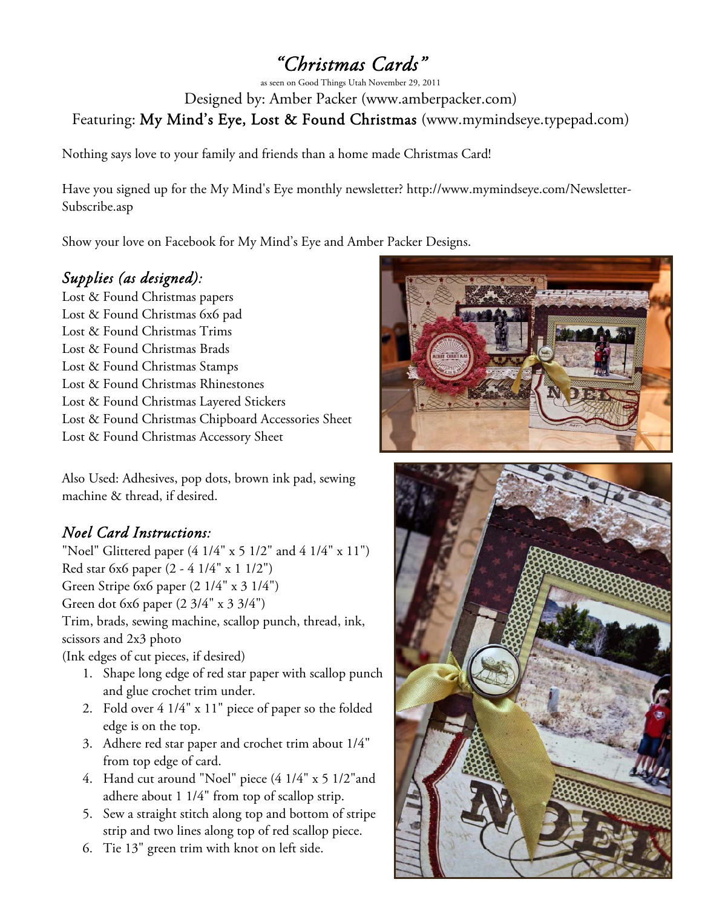# *"Christmas Cards"*

as seen on Good Things Utah November 29, 2011

Designed by: Amber Packer (www.amberpacker.com)

Featuring: My Mind's Eye, Lost & Found Christmas (www.mymindseye.typepad.com)

Nothing says love to your family and friends than a home made Christmas Card!

Have you signed up for the My Mind's Eye monthly newsletter? http://www.mymindseye.com/Newsletter-Subscribe.asp

Show your love on Facebook for My Mind's Eye and Amber Packer Designs.

## *Supplies (as designed):*

Lost & Found Christmas papers
Lost & Found Christmas 6x6 pad
Lost & Found Christmas Trims
Lost & Found Christmas Brads
Lost & Found Christmas Stamps
Lost & Found Christmas Rhinestones
Lost & Found Christmas Layered Stickers
Lost & Found Christmas Chipboard Accessories Sheet
Lost & Found Christmas Accessory Sheet

Also Used: Adhesives, pop dots, brown ink pad, sewing machine & thread, if desired.

## *Noel Card Instructions:*

"Noel" Glittered paper (4 1/4" x 5 1/2" and 4 1/4" x 11")
Red star 6x6 paper (2 - 4 1/4" x 1 1/2")
Green Stripe 6x6 paper (2 1/4" x 3 1/4")
Green dot 6x6 paper (2 3/4" x 3 3/4")
Trim, brads, sewing machine, scallop punch, thread, ink, scissors and 2x3 photo
(Ink edges of cut pieces, if desired)

1. Shape long edge of red star paper with scallop punch and glue crochet trim under.
2. Fold over 4 1/4" x 11" piece of paper so the folded edge is on the top.
3. Adhere red star paper and crochet trim about 1/4" from top edge of card.
4. Hand cut around "Noel" piece (4 1/4" x 5 1/2"and adhere about 1 1/4" from top of scallop strip.
5. Sew a straight stitch along top and bottom of stripe strip and two lines along top of red scallop piece.
6. Tie 13" green trim with knot on left side.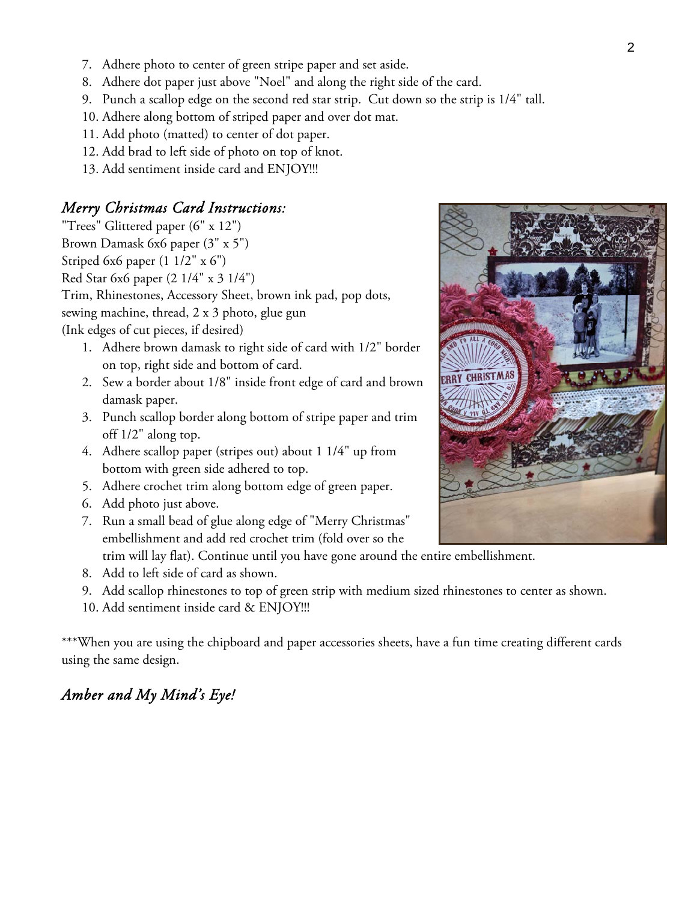7. Adhere photo to center of green stripe paper and set aside.
8. Adhere dot paper just above "Noel" and along the right side of the card.
9. Punch a scallop edge on the second red star strip. Cut down so the strip is 1/4" tall.
10. Adhere along bottom of striped paper and over dot mat.
11. Add photo (matted) to center of dot paper.
12. Add brad to left side of photo on top of knot.
13. Add sentiment inside card and ENJOY!!!

## *Merry Christmas Card Instructions:*

"Trees" Glittered paper (6" x 12")
Brown Damask 6x6 paper (3" x 5")
Striped 6x6 paper (1 1/2" x 6")
Red Star 6x6 paper (2 1/4" x 3 1/4")
Trim, Rhinestones, Accessory Sheet, brown ink pad, pop dots, sewing machine, thread, 2 x 3 photo, glue gun
(Ink edges of cut pieces, if desired)

1. Adhere brown damask to right side of card with 1/2" border on top, right side and bottom of card.
2. Sew a border about 1/8" inside front edge of card and brown damask paper.
3. Punch scallop border along bottom of stripe paper and trim off 1/2" along top.
4. Adhere scallop paper (stripes out) about 1 1/4" up from bottom with green side adhered to top.
5. Adhere crochet trim along bottom edge of green paper.
6. Add photo just above.
7. Run a small bead of glue along edge of "Merry Christmas" embellishment and add red crochet trim (fold over so the trim will lay flat). Continue until you have gone around the entire embellishment.
8. Add to left side of card as shown.
9. Add scallop rhinestones to top of green strip with medium sized rhinestones to center as shown.
10. Add sentiment inside card & ENJOY!!!

***When you are using the chipboard and paper accessories sheets, have a fun time creating different cards using the same design.

## *Amber and My Mind's Eye!*